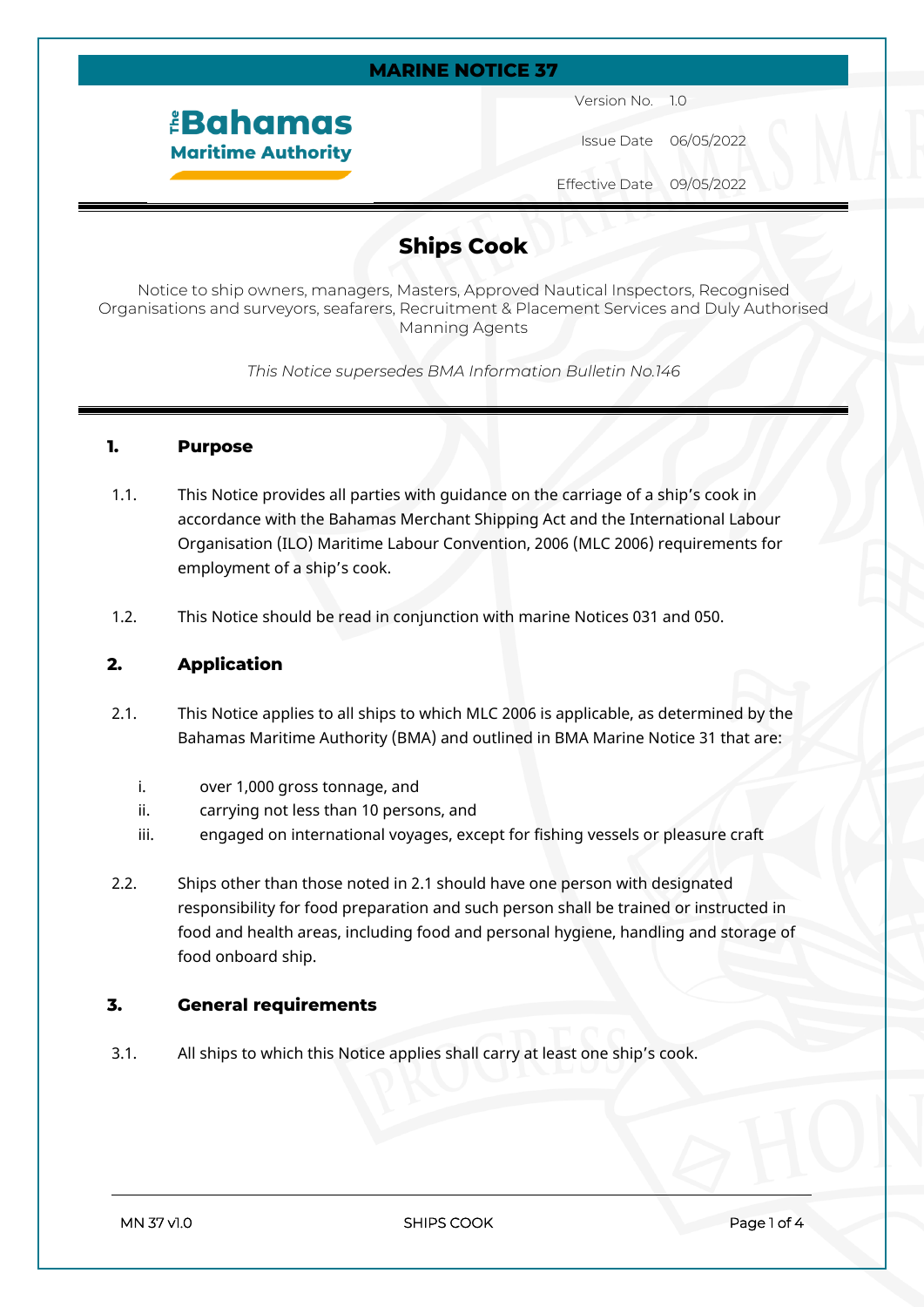**MARINE NOTICE 37**

**The Bahamas Maritime Authority**

Version No. 1.0

Issue Date 06/05/2022

Effective Date 09/05/2022

# Ships Cook

Notice to ship owners, managers, Masters, Approved Nautical Inspectors, Recognised Organisations and surveyors, seafarers, Recruitment & Placement Services and Duly Authorised Manning Agents

*This Notice supersedes BMA Information Bulletin No.146*

## 1. Purpose

1.1. This Notice provides all parties with guidance on the carriage of a ship's cook in accordance with the Bahamas Merchant Shipping Act and the International Labour Organisation (ILO) Maritime Labour Convention, 2006 (MLC 2006) requirements for employment of a ship's cook.

1.2. This Notice should be read in conjunction with marine Notices 031 and 050.

## 2. Application

2.1. This Notice applies to all ships to which MLC 2006 is applicable, as determined by the Bahamas Maritime Authority (BMA) and outlined in BMA Marine Notice 31 that are:

i. over 1,000 gross tonnage, and
ii. carrying not less than 10 persons, and
iii. engaged on international voyages, except for fishing vessels or pleasure craft

2.2. Ships other than those noted in 2.1 should have one person with designated responsibility for food preparation and such person shall be trained or instructed in food and health areas, including food and personal hygiene, handling and storage of food onboard ship.

## 3. General requirements

3.1. All ships to which this Notice applies shall carry at least one ship's cook.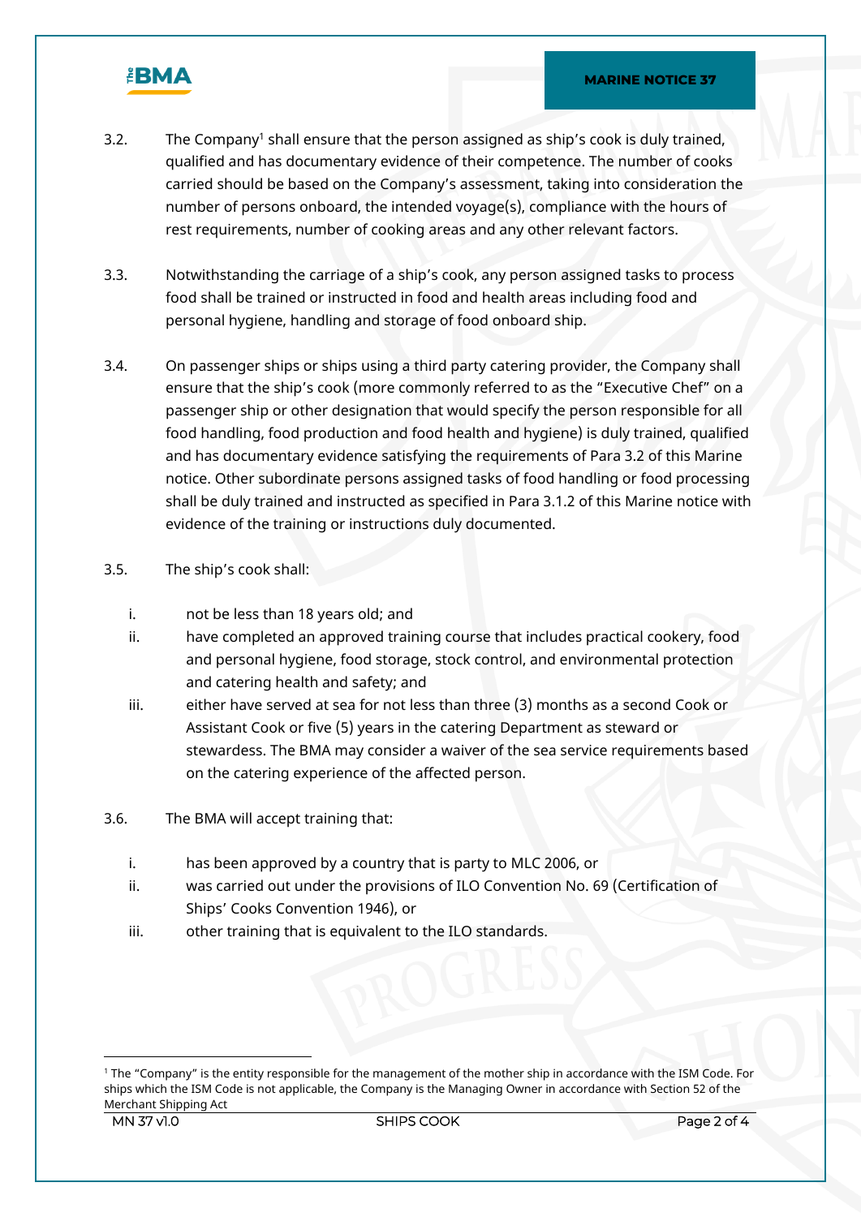3.2. The Company[1] shall ensure that the person assigned as ship's cook is duly trained, qualified and has documentary evidence of their competence. The number of cooks carried should be based on the Company's assessment, taking into consideration the number of persons onboard, the intended voyage(s), compliance with the hours of rest requirements, number of cooking areas and any other relevant factors.

3.3. Notwithstanding the carriage of a ship's cook, any person assigned tasks to process food shall be trained or instructed in food and health areas including food and personal hygiene, handling and storage of food onboard ship.

3.4. On passenger ships or ships using a third party catering provider, the Company shall ensure that the ship's cook (more commonly referred to as the "Executive Chef" on a passenger ship or other designation that would specify the person responsible for all food handling, food production and food health and hygiene) is duly trained, qualified and has documentary evidence satisfying the requirements of Para 3.2 of this Marine notice. Other subordinate persons assigned tasks of food handling or food processing shall be duly trained and instructed as specified in Para 3.1.2 of this Marine notice with evidence of the training or instructions duly documented.

3.5. The ship's cook shall:

i. not be less than 18 years old; and
ii. have completed an approved training course that includes practical cookery, food and personal hygiene, food storage, stock control, and environmental protection and catering health and safety; and
iii. either have served at sea for not less than three (3) months as a second Cook or Assistant Cook or five (5) years in the catering Department as steward or stewardess. The BMA may consider a waiver of the sea service requirements based on the catering experience of the affected person.

3.6. The BMA will accept training that:

i. has been approved by a country that is party to MLC 2006, or
ii. was carried out under the provisions of ILO Convention No. 69 (Certification of Ships' Cooks Convention 1946), or
iii. other training that is equivalent to the ILO standards.

[1] The "Company" is the entity responsible for the management of the mother ship in accordance with the ISM Code. For ships which the ISM Code is not applicable, the Company is the Managing Owner in accordance with Section 52 of the Merchant Shipping Act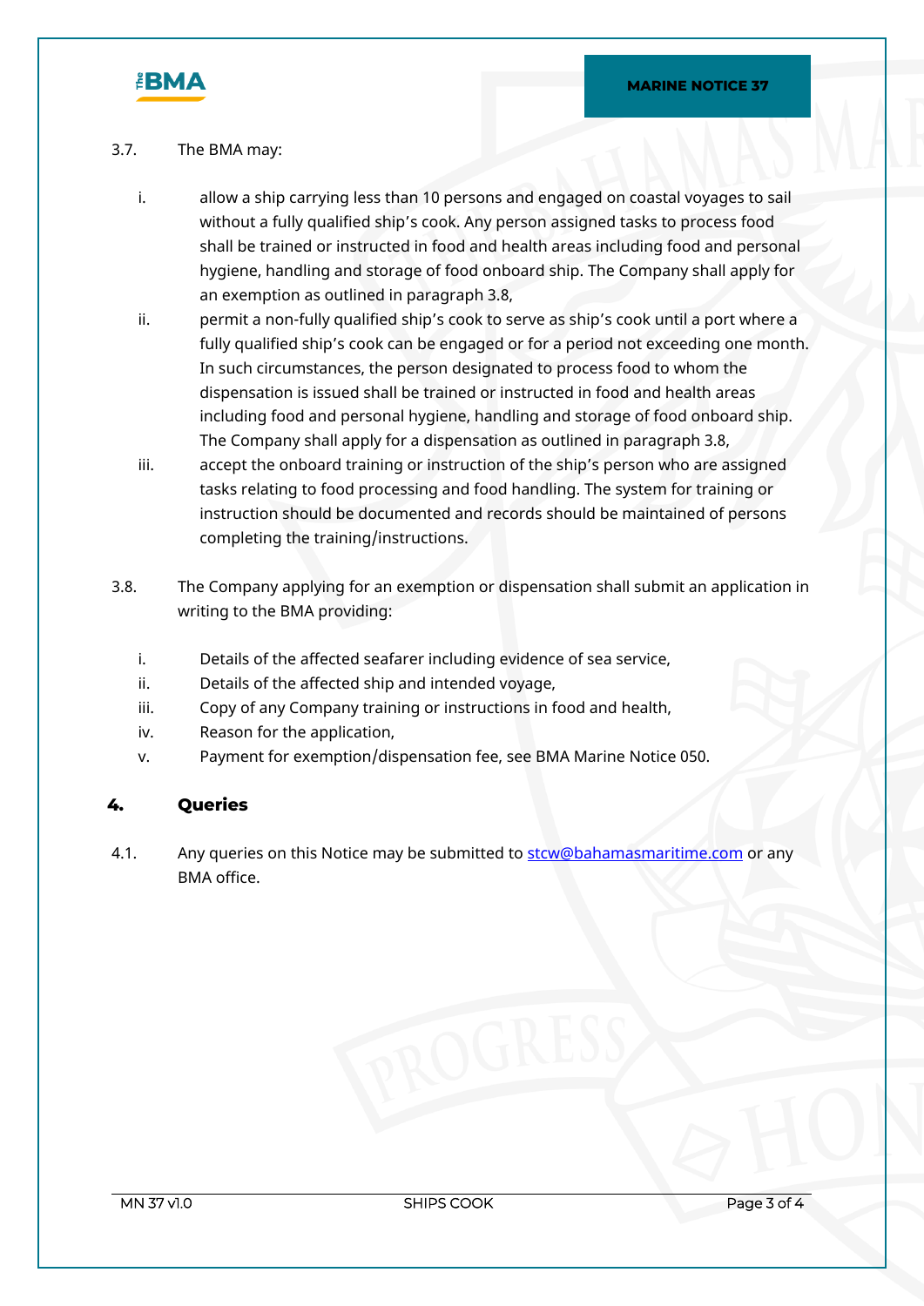3.7. The BMA may:

i. allow a ship carrying less than 10 persons and engaged on coastal voyages to sail without a fully qualified ship's cook. Any person assigned tasks to process food shall be trained or instructed in food and health areas including food and personal hygiene, handling and storage of food onboard ship. The Company shall apply for an exemption as outlined in paragraph 3.8,

ii. permit a non-fully qualified ship's cook to serve as ship's cook until a port where a fully qualified ship's cook can be engaged or for a period not exceeding one month. In such circumstances, the person designated to process food to whom the dispensation is issued shall be trained or instructed in food and health areas including food and personal hygiene, handling and storage of food onboard ship. The Company shall apply for a dispensation as outlined in paragraph 3.8,

iii. accept the onboard training or instruction of the ship's person who are assigned tasks relating to food processing and food handling. The system for training or instruction should be documented and records should be maintained of persons completing the training/instructions.

3.8. The Company applying for an exemption or dispensation shall submit an application in writing to the BMA providing:

i. Details of the affected seafarer including evidence of sea service,
ii. Details of the affected ship and intended voyage,
iii. Copy of any Company training or instructions in food and health,
iv. Reason for the application,
v. Payment for exemption/dispensation fee, see BMA Marine Notice 050.

## 4. Queries

4.1. Any queries on this Notice may be submitted to stcw@bahamasmaritime.com or any BMA office.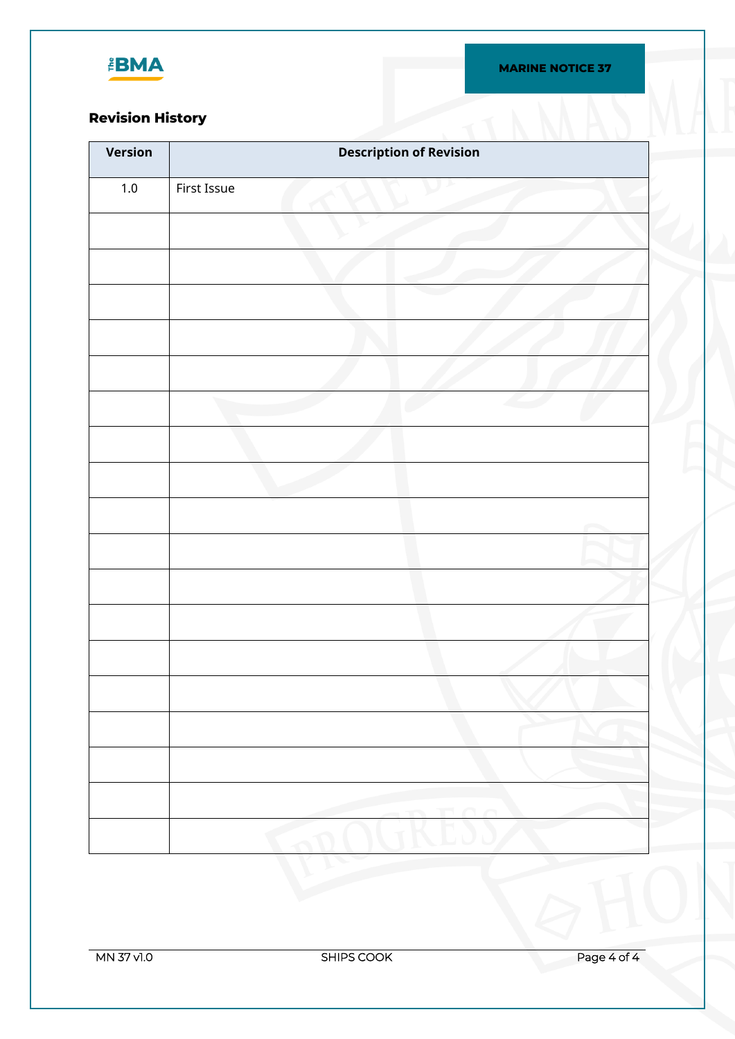## Revision History

| Version | Description of Revision |
|---|---|
| 1.0 | First Issue |
| | |
| | |
| | |
| | |
| | |
| | |
| | |
| | |
| | |
| | |
| | |
| | |
| | |
| | |
| | |
| | |
| | |
| | |